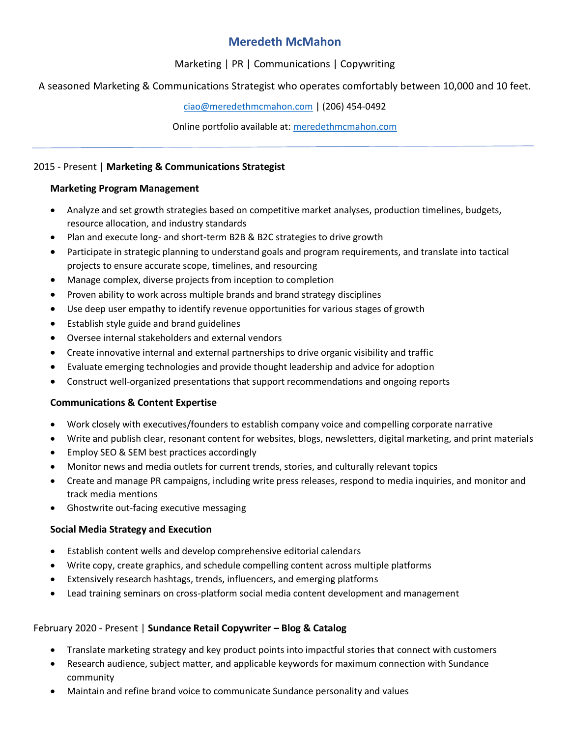# Meredeth McMahon

Marketing | PR | Communications | Copywriting

A seasoned Marketing & Communications Strategist who operates comfortably between 10,000 and 10 feet.

ciao@meredethmcmahon.com | (206) 454-0492

Online portfolio available at: meredethmcmahon.com

---

## 2015 - Present | **Marketing & Communications Strategist**

### Marketing Program Management

- Analyze and set growth strategies based on competitive market analyses, production timelines, budgets, resource allocation, and industry standards
- Plan and execute long- and short-term B2B & B2C strategies to drive growth
- Participate in strategic planning to understand goals and program requirements, and translate into tactical projects to ensure accurate scope, timelines, and resourcing
- Manage complex, diverse projects from inception to completion
- Proven ability to work across multiple brands and brand strategy disciplines
- Use deep user empathy to identify revenue opportunities for various stages of growth
- Establish style guide and brand guidelines
- Oversee internal stakeholders and external vendors
- Create innovative internal and external partnerships to drive organic visibility and traffic
- Evaluate emerging technologies and provide thought leadership and advice for adoption
- Construct well-organized presentations that support recommendations and ongoing reports

### Communications & Content Expertise

- Work closely with executives/founders to establish company voice and compelling corporate narrative
- Write and publish clear, resonant content for websites, blogs, newsletters, digital marketing, and print materials
- Employ SEO & SEM best practices accordingly
- Monitor news and media outlets for current trends, stories, and culturally relevant topics
- Create and manage PR campaigns, including write press releases, respond to media inquiries, and monitor and track media mentions
- Ghostwrite out-facing executive messaging

### Social Media Strategy and Execution

- Establish content wells and develop comprehensive editorial calendars
- Write copy, create graphics, and schedule compelling content across multiple platforms
- Extensively research hashtags, trends, influencers, and emerging platforms
- Lead training seminars on cross-platform social media content development and management

## February 2020 - Present | **Sundance Retail Copywriter – Blog & Catalog**

- Translate marketing strategy and key product points into impactful stories that connect with customers
- Research audience, subject matter, and applicable keywords for maximum connection with Sundance community
- Maintain and refine brand voice to communicate Sundance personality and values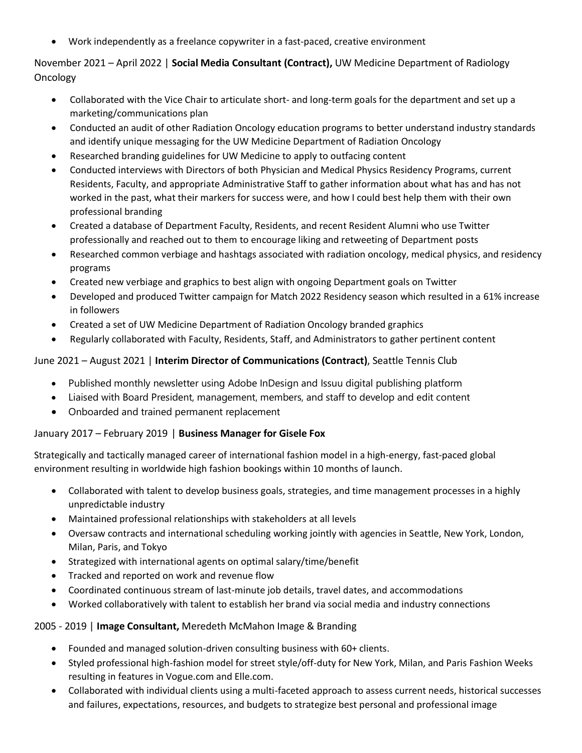- Work independently as a freelance copywriter in a fast-paced, creative environment

November 2021 – April 2022 | **Social Media Consultant (Contract),** UW Medicine Department of Radiology Oncology

- Collaborated with the Vice Chair to articulate short- and long-term goals for the department and set up a marketing/communications plan
- Conducted an audit of other Radiation Oncology education programs to better understand industry standards and identify unique messaging for the UW Medicine Department of Radiation Oncology
- Researched branding guidelines for UW Medicine to apply to outfacing content
- Conducted interviews with Directors of both Physician and Medical Physics Residency Programs, current Residents, Faculty, and appropriate Administrative Staff to gather information about what has and has not worked in the past, what their markers for success were, and how I could best help them with their own professional branding
- Created a database of Department Faculty, Residents, and recent Resident Alumni who use Twitter professionally and reached out to them to encourage liking and retweeting of Department posts
- Researched common verbiage and hashtags associated with radiation oncology, medical physics, and residency programs
- Created new verbiage and graphics to best align with ongoing Department goals on Twitter
- Developed and produced Twitter campaign for Match 2022 Residency season which resulted in a 61% increase in followers
- Created a set of UW Medicine Department of Radiation Oncology branded graphics
- Regularly collaborated with Faculty, Residents, Staff, and Administrators to gather pertinent content

June 2021 – August 2021 | **Interim Director of Communications (Contract)**, Seattle Tennis Club

- Published monthly newsletter using Adobe InDesign and Issuu digital publishing platform
- Liaised with Board President, management, members, and staff to develop and edit content
- Onboarded and trained permanent replacement

January 2017 – February 2019 | **Business Manager for Gisele Fox**

Strategically and tactically managed career of international fashion model in a high-energy, fast-paced global environment resulting in worldwide high fashion bookings within 10 months of launch.

- Collaborated with talent to develop business goals, strategies, and time management processes in a highly unpredictable industry
- Maintained professional relationships with stakeholders at all levels
- Oversaw contracts and international scheduling working jointly with agencies in Seattle, New York, London, Milan, Paris, and Tokyo
- Strategized with international agents on optimal salary/time/benefit
- Tracked and reported on work and revenue flow
- Coordinated continuous stream of last-minute job details, travel dates, and accommodations
- Worked collaboratively with talent to establish her brand via social media and industry connections

2005 - 2019 | **Image Consultant,** Meredeth McMahon Image & Branding

- Founded and managed solution-driven consulting business with 60+ clients.
- Styled professional high-fashion model for street style/off-duty for New York, Milan, and Paris Fashion Weeks resulting in features in Vogue.com and Elle.com.
- Collaborated with individual clients using a multi-faceted approach to assess current needs, historical successes and failures, expectations, resources, and budgets to strategize best personal and professional image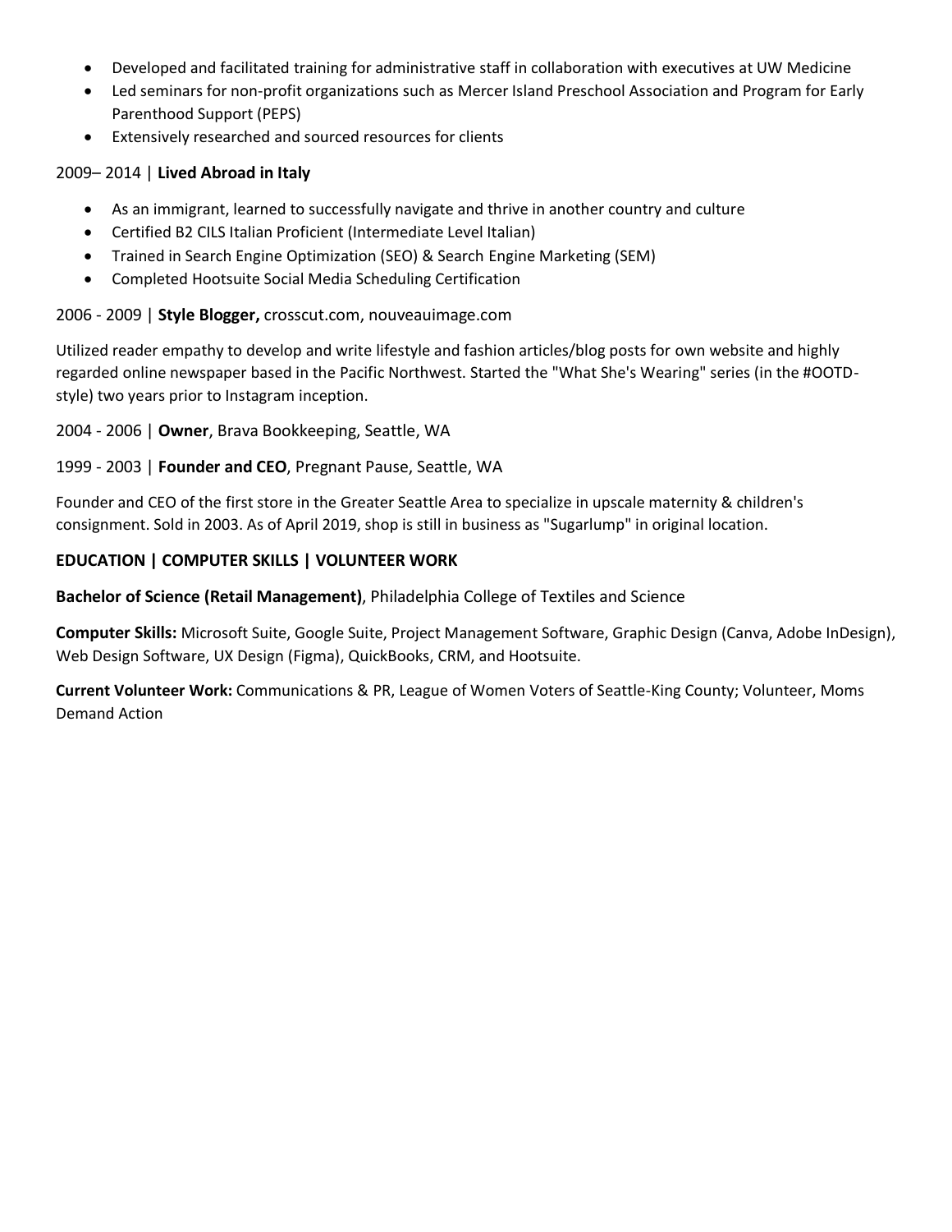- Developed and facilitated training for administrative staff in collaboration with executives at UW Medicine
- Led seminars for non-profit organizations such as Mercer Island Preschool Association and Program for Early Parenthood Support (PEPS)
- Extensively researched and sourced resources for clients

2009– 2014 | **Lived Abroad in Italy**

- As an immigrant, learned to successfully navigate and thrive in another country and culture
- Certified B2 CILS Italian Proficient (Intermediate Level Italian)
- Trained in Search Engine Optimization (SEO) & Search Engine Marketing (SEM)
- Completed Hootsuite Social Media Scheduling Certification

2006 - 2009 | **Style Blogger,** crosscut.com, nouveauimage.com

Utilized reader empathy to develop and write lifestyle and fashion articles/blog posts for own website and highly regarded online newspaper based in the Pacific Northwest. Started the "What She's Wearing" series (in the #OOTD-style) two years prior to Instagram inception.

2004 - 2006 | **Owner**, Brava Bookkeeping, Seattle, WA

1999 - 2003 | **Founder and CEO**, Pregnant Pause, Seattle, WA

Founder and CEO of the first store in the Greater Seattle Area to specialize in upscale maternity & children's consignment. Sold in 2003. As of April 2019, shop is still in business as "Sugarlump" in original location.

## EDUCATION | COMPUTER SKILLS | VOLUNTEER WORK

**Bachelor of Science (Retail Management)**, Philadelphia College of Textiles and Science

**Computer Skills:** Microsoft Suite, Google Suite, Project Management Software, Graphic Design (Canva, Adobe InDesign), Web Design Software, UX Design (Figma), QuickBooks, CRM, and Hootsuite.

**Current Volunteer Work:** Communications & PR, League of Women Voters of Seattle-King County; Volunteer, Moms Demand Action